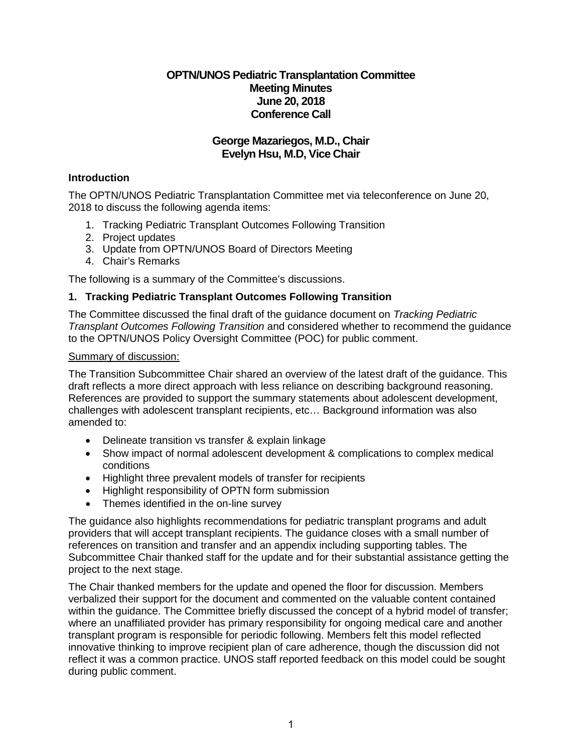# OPTN/UNOS Pediatric Transplantation Committee
## Meeting Minutes
## June 20, 2018
## Conference Call

**George Mazariegos, M.D., Chair**
**Evelyn Hsu, M.D, Vice Chair**

### Introduction

The OPTN/UNOS Pediatric Transplantation Committee met via teleconference on June 20, 2018 to discuss the following agenda items:

1. Tracking Pediatric Transplant Outcomes Following Transition
2. Project updates
3. Update from OPTN/UNOS Board of Directors Meeting
4. Chair's Remarks

The following is a summary of the Committee's discussions.

### 1. Tracking Pediatric Transplant Outcomes Following Transition

The Committee discussed the final draft of the guidance document on *Tracking Pediatric Transplant Outcomes Following Transition* and considered whether to recommend the guidance to the OPTN/UNOS Policy Oversight Committee (POC) for public comment.

Summary of discussion:

The Transition Subcommittee Chair shared an overview of the latest draft of the guidance. This draft reflects a more direct approach with less reliance on describing background reasoning. References are provided to support the summary statements about adolescent development, challenges with adolescent transplant recipients, etc… Background information was also amended to:

- Delineate transition vs transfer & explain linkage
- Show impact of normal adolescent development & complications to complex medical conditions
- Highlight three prevalent models of transfer for recipients
- Highlight responsibility of OPTN form submission
- Themes identified in the on-line survey

The guidance also highlights recommendations for pediatric transplant programs and adult providers that will accept transplant recipients. The guidance closes with a small number of references on transition and transfer and an appendix including supporting tables. The Subcommittee Chair thanked staff for the update and for their substantial assistance getting the project to the next stage.

The Chair thanked members for the update and opened the floor for discussion. Members verbalized their support for the document and commented on the valuable content contained within the guidance. The Committee briefly discussed the concept of a hybrid model of transfer; where an unaffiliated provider has primary responsibility for ongoing medical care and another transplant program is responsible for periodic following. Members felt this model reflected innovative thinking to improve recipient plan of care adherence, though the discussion did not reflect it was a common practice. UNOS staff reported feedback on this model could be sought during public comment.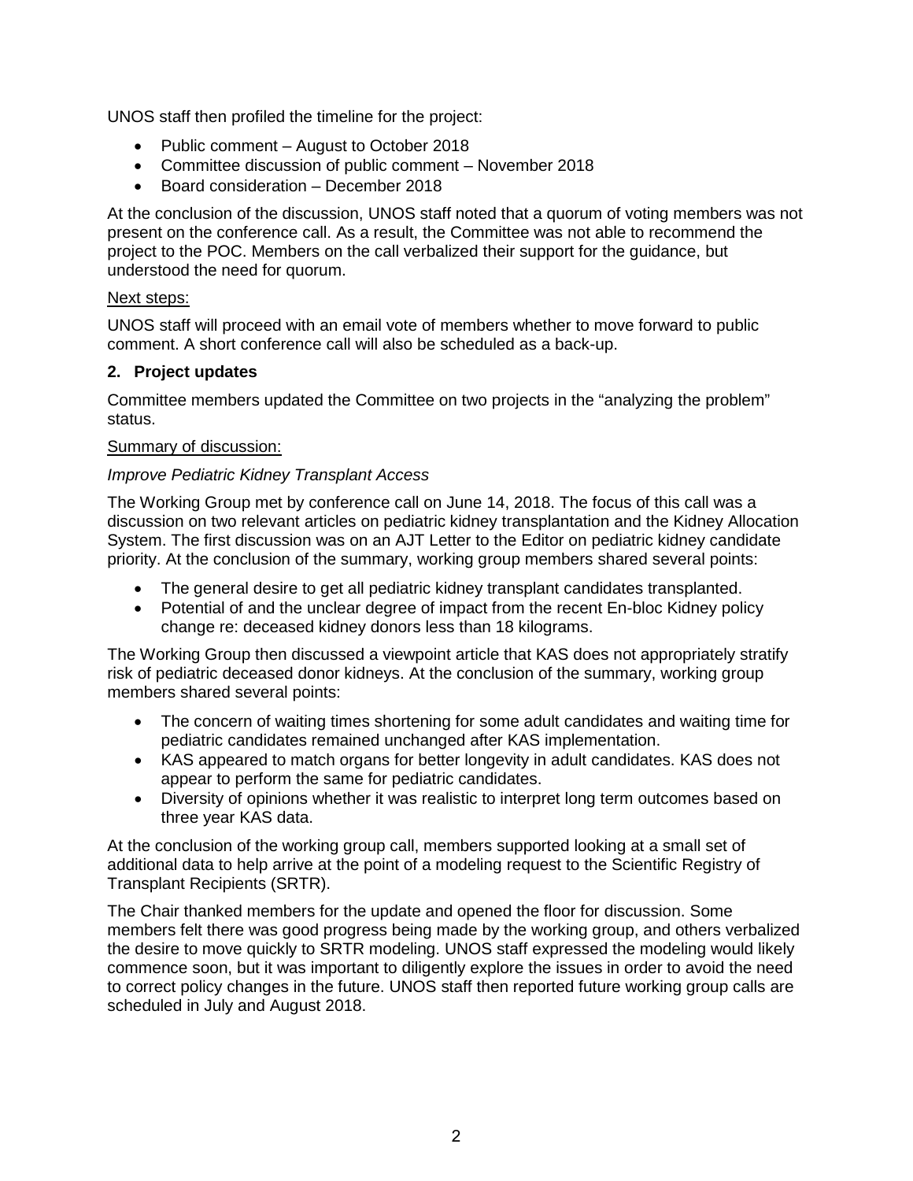UNOS staff then profiled the timeline for the project:

- Public comment – August to October 2018
- Committee discussion of public comment – November 2018
- Board consideration – December 2018

At the conclusion of the discussion, UNOS staff noted that a quorum of voting members was not present on the conference call. As a result, the Committee was not able to recommend the project to the POC. Members on the call verbalized their support for the guidance, but understood the need for quorum.

Next steps:

UNOS staff will proceed with an email vote of members whether to move forward to public comment. A short conference call will also be scheduled as a back-up.

## 2. Project updates

Committee members updated the Committee on two projects in the "analyzing the problem" status.

Summary of discussion:

*Improve Pediatric Kidney Transplant Access*

The Working Group met by conference call on June 14, 2018. The focus of this call was a discussion on two relevant articles on pediatric kidney transplantation and the Kidney Allocation System. The first discussion was on an AJT Letter to the Editor on pediatric kidney candidate priority. At the conclusion of the summary, working group members shared several points:

- The general desire to get all pediatric kidney transplant candidates transplanted.
- Potential of and the unclear degree of impact from the recent En-bloc Kidney policy change re: deceased kidney donors less than 18 kilograms.

The Working Group then discussed a viewpoint article that KAS does not appropriately stratify risk of pediatric deceased donor kidneys. At the conclusion of the summary, working group members shared several points:

- The concern of waiting times shortening for some adult candidates and waiting time for pediatric candidates remained unchanged after KAS implementation.
- KAS appeared to match organs for better longevity in adult candidates. KAS does not appear to perform the same for pediatric candidates.
- Diversity of opinions whether it was realistic to interpret long term outcomes based on three year KAS data.

At the conclusion of the working group call, members supported looking at a small set of additional data to help arrive at the point of a modeling request to the Scientific Registry of Transplant Recipients (SRTR).

The Chair thanked members for the update and opened the floor for discussion. Some members felt there was good progress being made by the working group, and others verbalized the desire to move quickly to SRTR modeling. UNOS staff expressed the modeling would likely commence soon, but it was important to diligently explore the issues in order to avoid the need to correct policy changes in the future. UNOS staff then reported future working group calls are scheduled in July and August 2018.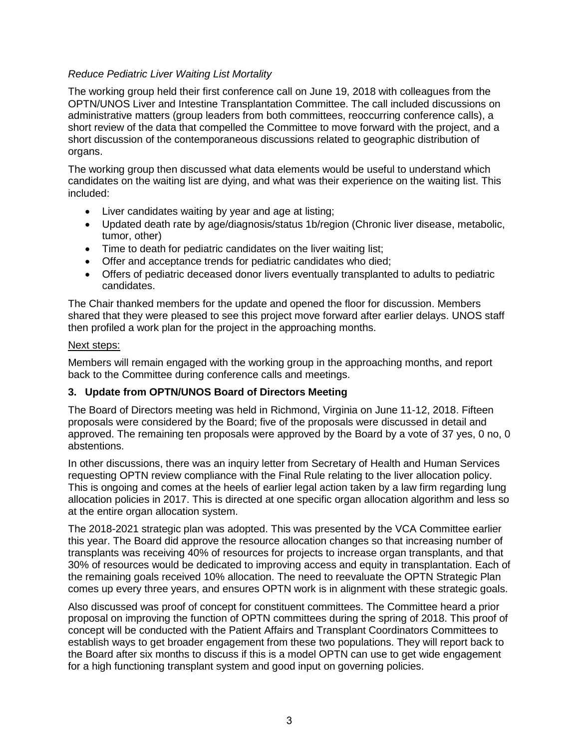*Reduce Pediatric Liver Waiting List Mortality*

The working group held their first conference call on June 19, 2018 with colleagues from the OPTN/UNOS Liver and Intestine Transplantation Committee. The call included discussions on administrative matters (group leaders from both committees, reoccurring conference calls), a short review of the data that compelled the Committee to move forward with the project, and a short discussion of the contemporaneous discussions related to geographic distribution of organs.

The working group then discussed what data elements would be useful to understand which candidates on the waiting list are dying, and what was their experience on the waiting list. This included:

- Liver candidates waiting by year and age at listing;
- Updated death rate by age/diagnosis/status 1b/region (Chronic liver disease, metabolic, tumor, other)
- Time to death for pediatric candidates on the liver waiting list;
- Offer and acceptance trends for pediatric candidates who died;
- Offers of pediatric deceased donor livers eventually transplanted to adults to pediatric candidates.

The Chair thanked members for the update and opened the floor for discussion. Members shared that they were pleased to see this project move forward after earlier delays. UNOS staff then profiled a work plan for the project in the approaching months.

Next steps:

Members will remain engaged with the working group in the approaching months, and report back to the Committee during conference calls and meetings.

**3. Update from OPTN/UNOS Board of Directors Meeting**

The Board of Directors meeting was held in Richmond, Virginia on June 11-12, 2018. Fifteen proposals were considered by the Board; five of the proposals were discussed in detail and approved. The remaining ten proposals were approved by the Board by a vote of 37 yes, 0 no, 0 abstentions.

In other discussions, there was an inquiry letter from Secretary of Health and Human Services requesting OPTN review compliance with the Final Rule relating to the liver allocation policy. This is ongoing and comes at the heels of earlier legal action taken by a law firm regarding lung allocation policies in 2017. This is directed at one specific organ allocation algorithm and less so at the entire organ allocation system.

The 2018-2021 strategic plan was adopted. This was presented by the VCA Committee earlier this year. The Board did approve the resource allocation changes so that increasing number of transplants was receiving 40% of resources for projects to increase organ transplants, and that 30% of resources would be dedicated to improving access and equity in transplantation. Each of the remaining goals received 10% allocation. The need to reevaluate the OPTN Strategic Plan comes up every three years, and ensures OPTN work is in alignment with these strategic goals.

Also discussed was proof of concept for constituent committees. The Committee heard a prior proposal on improving the function of OPTN committees during the spring of 2018. This proof of concept will be conducted with the Patient Affairs and Transplant Coordinators Committees to establish ways to get broader engagement from these two populations. They will report back to the Board after six months to discuss if this is a model OPTN can use to get wide engagement for a high functioning transplant system and good input on governing policies.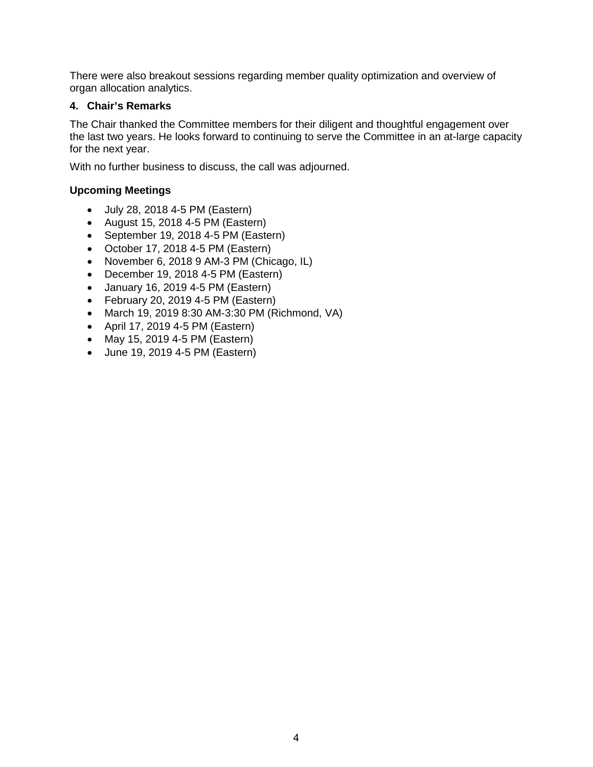There were also breakout sessions regarding member quality optimization and overview of organ allocation analytics.

### 4. Chair's Remarks

The Chair thanked the Committee members for their diligent and thoughtful engagement over the last two years. He looks forward to continuing to serve the Committee in an at-large capacity for the next year.

With no further business to discuss, the call was adjourned.

### Upcoming Meetings

- July 28, 2018 4-5 PM (Eastern)
- August 15, 2018 4-5 PM (Eastern)
- September 19, 2018 4-5 PM (Eastern)
- October 17, 2018 4-5 PM (Eastern)
- November 6, 2018 9 AM-3 PM (Chicago, IL)
- December 19, 2018 4-5 PM (Eastern)
- January 16, 2019 4-5 PM (Eastern)
- February 20, 2019 4-5 PM (Eastern)
- March 19, 2019 8:30 AM-3:30 PM (Richmond, VA)
- April 17, 2019 4-5 PM (Eastern)
- May 15, 2019 4-5 PM (Eastern)
- June 19, 2019 4-5 PM (Eastern)